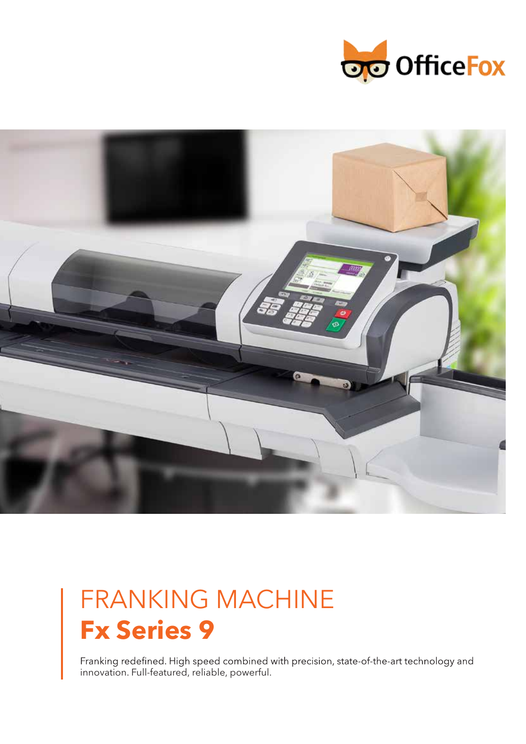OfficeFox

# FRANKING MACHINE

## Fx Series 9

Franking redefined. High speed combined with precision, state-of-the-art technology and innovation. Full-featured, reliable, powerful.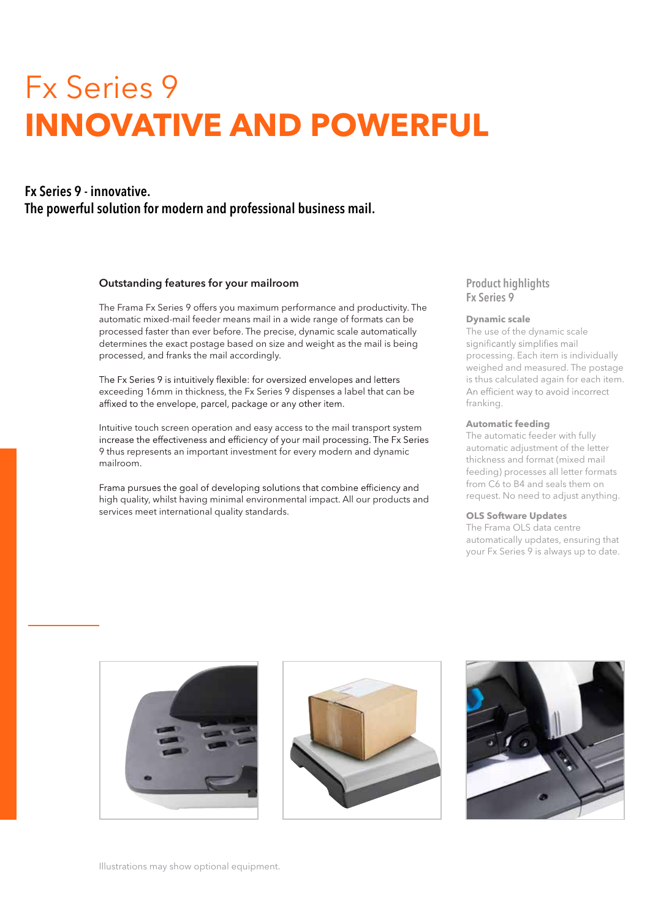# Fx Series 9
# INNOVATIVE AND POWERFUL

**Fx Series 9 - innovative.**
**The powerful solution for modern and professional business mail.**

### Outstanding features for your mailroom

The Frama Fx Series 9 offers you maximum performance and productivity. The automatic mixed-mail feeder means mail in a wide range of formats can be processed faster than ever before. The precise, dynamic scale automatically determines the exact postage based on size and weight as the mail is being processed, and franks the mail accordingly.

The Fx Series 9 is intuitively flexible: for oversized envelopes and letters exceeding 16mm in thickness, the Fx Series 9 dispenses a label that can be affixed to the envelope, parcel, package or any other item.

Intuitive touch screen operation and easy access to the mail transport system increase the effectiveness and efficiency of your mail processing. The Fx Series 9 thus represents an important investment for every modern and dynamic mailroom.

Frama pursues the goal of developing solutions that combine efficiency and high quality, whilst having minimal environmental impact. All our products and services meet international quality standards.

### Product highlights Fx Series 9

**Dynamic scale**
The use of the dynamic scale significantly simplifies mail processing. Each item is individually weighed and measured. The postage is thus calculated again for each item. An efficient way to avoid incorrect franking.

**Automatic feeding**
The automatic feeder with fully automatic adjustment of the letter thickness and format (mixed mail feeding) processes all letter formats from C6 to B4 and seals them on request. No need to adjust anything.

**OLS Software Updates**
The Frama OLS data centre automatically updates, ensuring that your Fx Series 9 is always up to date.

Illustrations may show optional equipment.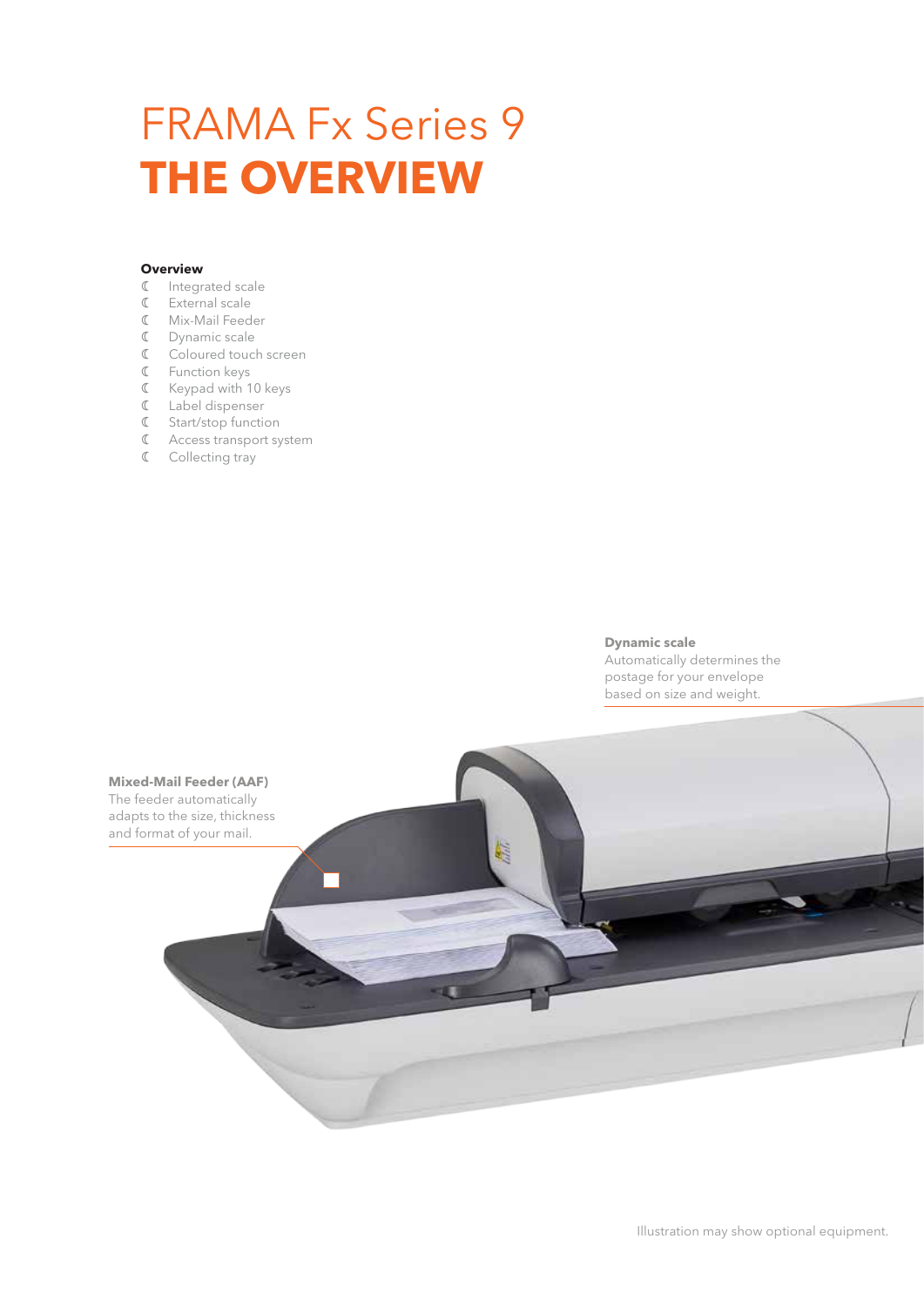# FRAMA Fx Series 9
# THE OVERVIEW

**Overview**

- Integrated scale
- External scale
- Mix-Mail Feeder
- Dynamic scale
- Coloured touch screen
- Function keys
- Keypad with 10 keys
- Label dispenser
- Start/stop function
- Access transport system
- Collecting tray

**Dynamic scale**
Automatically determines the postage for your envelope based on size and weight.

**Mixed-Mail Feeder (AAF)**
The feeder automatically adapts to the size, thickness and format of your mail.

Illustration may show optional equipment.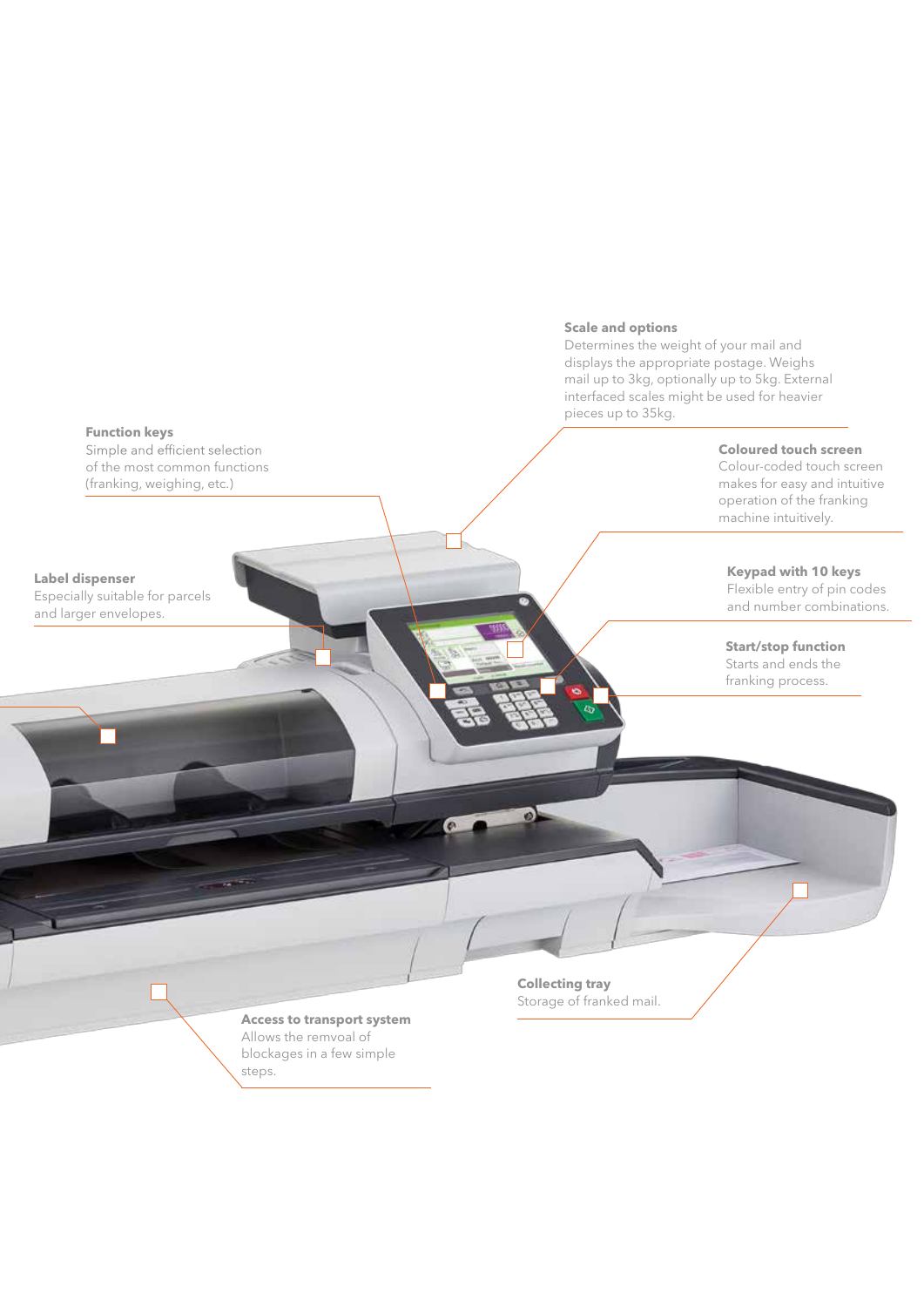**Scale and options**
Determines the weight of your mail and displays the appropriate postage. Weighs mail up to 3kg, optionally up to 5kg. External interfaced scales might be used for heavier pieces up to 35kg.

**Function keys**
Simple and efficient selection of the most common functions (franking, weighing, etc.)

**Coloured touch screen**
Colour-coded touch screen makes for easy and intuitive operation of the franking machine intuitively.

**Label dispenser**
Especially suitable for parcels and larger envelopes.

**Keypad with 10 keys**
Flexible entry of pin codes and number combinations.

**Start/stop function**
Starts and ends the franking process.

**Collecting tray**
Storage of franked mail.

**Access to transport system**
Allows the remvoal of blockages in a few simple steps.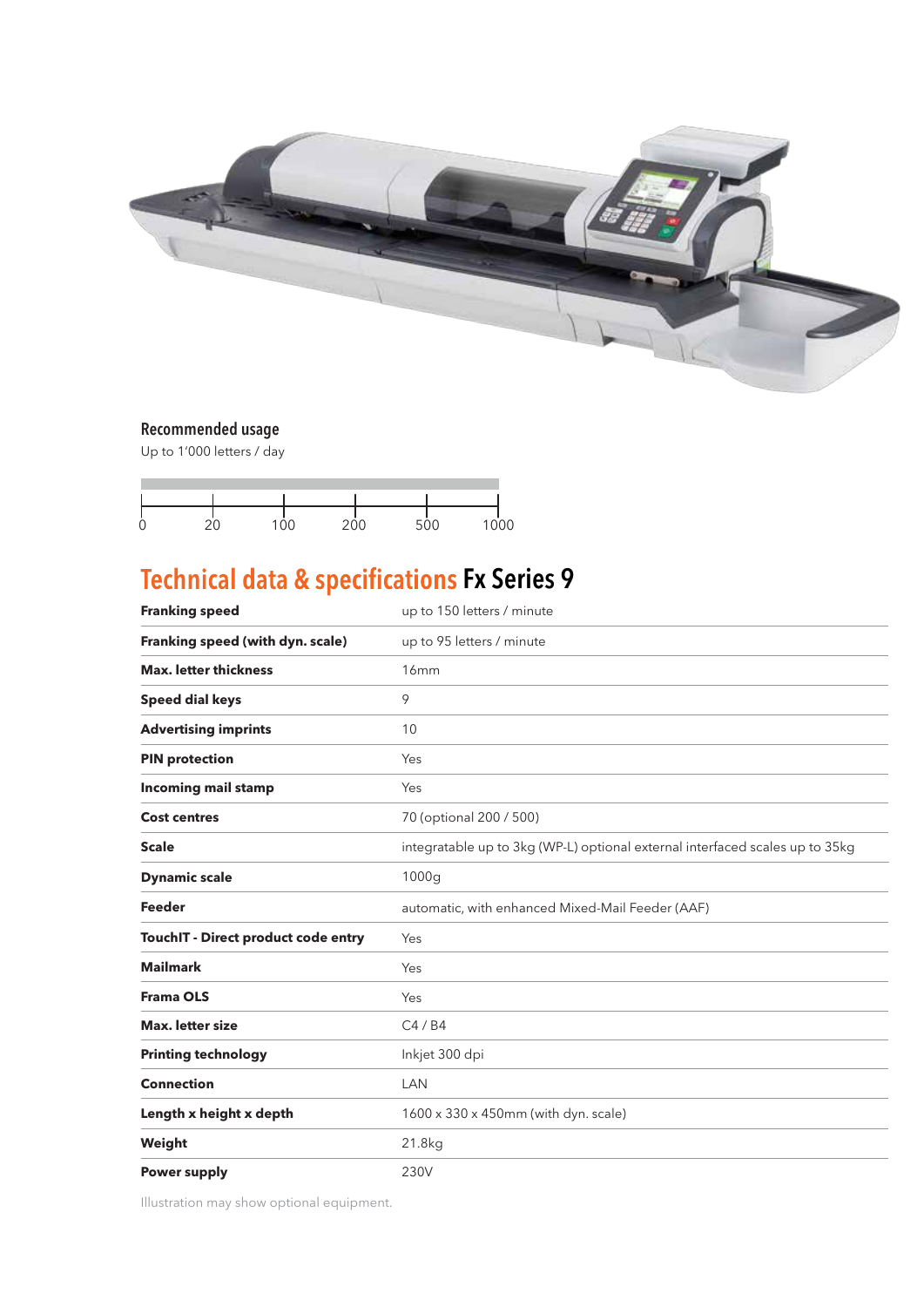## Recommended usage

Up to 1'000 letters / day

0
20
100
200
500
1000

## Technical data & specifications Fx Series 9

| | |
|---|---|
| **Franking speed** | up to 150 letters / minute |
| **Franking speed (with dyn. scale)** | up to 95 letters / minute |
| **Max. letter thickness** | 16mm |
| **Speed dial keys** | 9 |
| **Advertising imprints** | 10 |
| **PIN protection** | Yes |
| **Incoming mail stamp** | Yes |
| **Cost centres** | 70 (optional 200 / 500) |
| **Scale** | integratable up to 3kg (WP-L) optional external interfaced scales up to 35kg |
| **Dynamic scale** | 1000g |
| **Feeder** | automatic, with enhanced Mixed-Mail Feeder (AAF) |
| **TouchIT - Direct product code entry** | Yes |
| **Mailmark** | Yes |
| **Frama OLS** | Yes |
| **Max. letter size** | C4 / B4 |
| **Printing technology** | Inkjet 300 dpi |
| **Connection** | LAN |
| **Length x height x depth** | 1600 x 330 x 450mm (with dyn. scale) |
| **Weight** | 21.8kg |
| **Power supply** | 230V |

Illustration may show optional equipment.